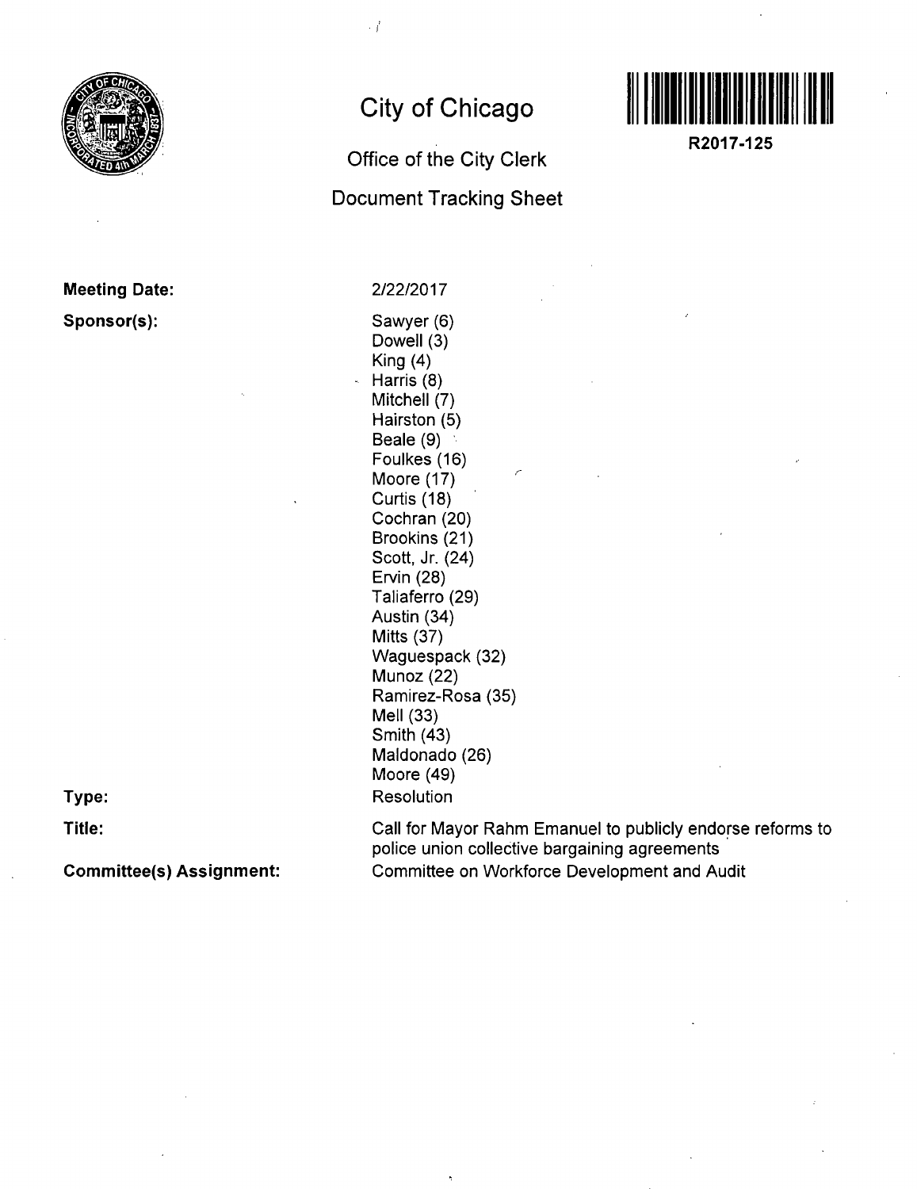# City of Chicago

## Office of the City Clerk

## Document Tracking Sheet

R2017-125

**Meeting Date:** 2/22/2017

**Sponsor(s):**
Sawyer (6)
Dowell (3)
King (4)
Harris (8)
Mitchell (7)
Hairston (5)
Beale (9)
Foulkes (16)
Moore (17)
Curtis (18)
Cochran (20)
Brookins (21)
Scott, Jr. (24)
Ervin (28)
Taliaferro (29)
Austin (34)
Mitts (37)
Waguespack (32)
Munoz (22)
Ramirez-Rosa (35)
Mell (33)
Smith (43)
Maldonado (26)
Moore (49)

**Type:** Resolution

**Title:** Call for Mayor Rahm Emanuel to publicly endorse reforms to police union collective bargaining agreements

**Committee(s) Assignment:** Committee on Workforce Development and Audit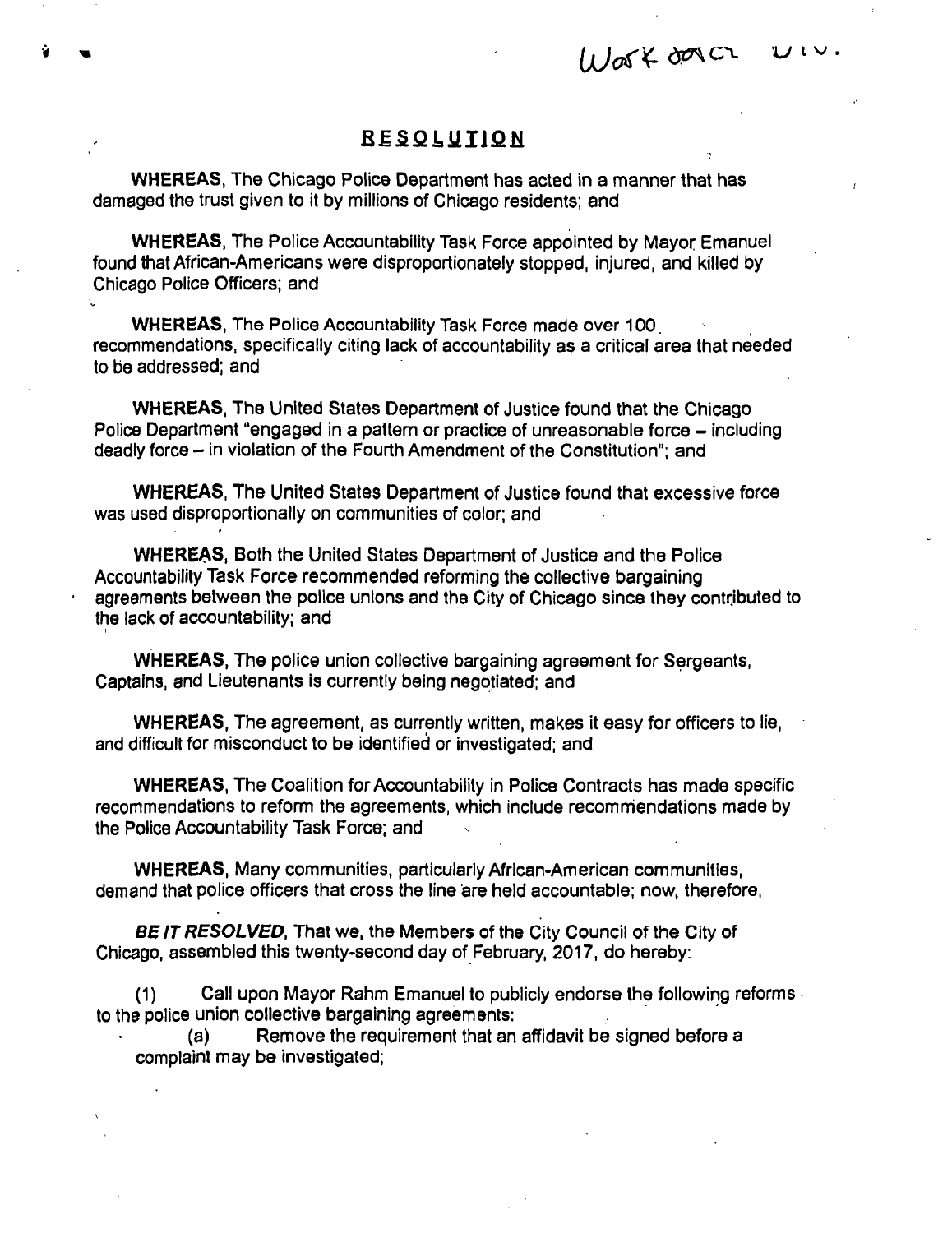Work force Div.

# RESOLUTION

**WHEREAS**, The Chicago Police Department has acted in a manner that has damaged the trust given to it by millions of Chicago residents; and

**WHEREAS**, The Police Accountability Task Force appointed by Mayor Emanuel found that African-Americans were disproportionately stopped, injured, and killed by Chicago Police Officers; and

**WHEREAS**, The Police Accountability Task Force made over 100 recommendations, specifically citing lack of accountability as a critical area that needed to be addressed; and

**WHEREAS**, The United States Department of Justice found that the Chicago Police Department "engaged in a pattern or practice of unreasonable force – including deadly force – in violation of the Fourth Amendment of the Constitution"; and

**WHEREAS**, The United States Department of Justice found that excessive force was used disproportionally on communities of color; and

**WHEREAS**, Both the United States Department of Justice and the Police Accountability Task Force recommended reforming the collective bargaining agreements between the police unions and the City of Chicago since they contributed to the lack of accountability; and

**WHEREAS**, The police union collective bargaining agreement for Sergeants, Captains, and Lieutenants is currently being negotiated; and

**WHEREAS**, The agreement, as currently written, makes it easy for officers to lie, and difficult for misconduct to be identified or investigated; and

**WHEREAS**, The Coalition for Accountability in Police Contracts has made specific recommendations to reform the agreements, which include recommendations made by the Police Accountability Task Force; and

**WHEREAS**, Many communities, particularly African-American communities, demand that police officers that cross the line are held accountable; now, therefore,

***BE IT RESOLVED***, That we, the Members of the City Council of the City of Chicago, assembled this twenty-second day of February, 2017, do hereby:

(1) Call upon Mayor Rahm Emanuel to publicly endorse the following reforms to the police union collective bargaining agreements:

(a) Remove the requirement that an affidavit be signed before a complaint may be investigated;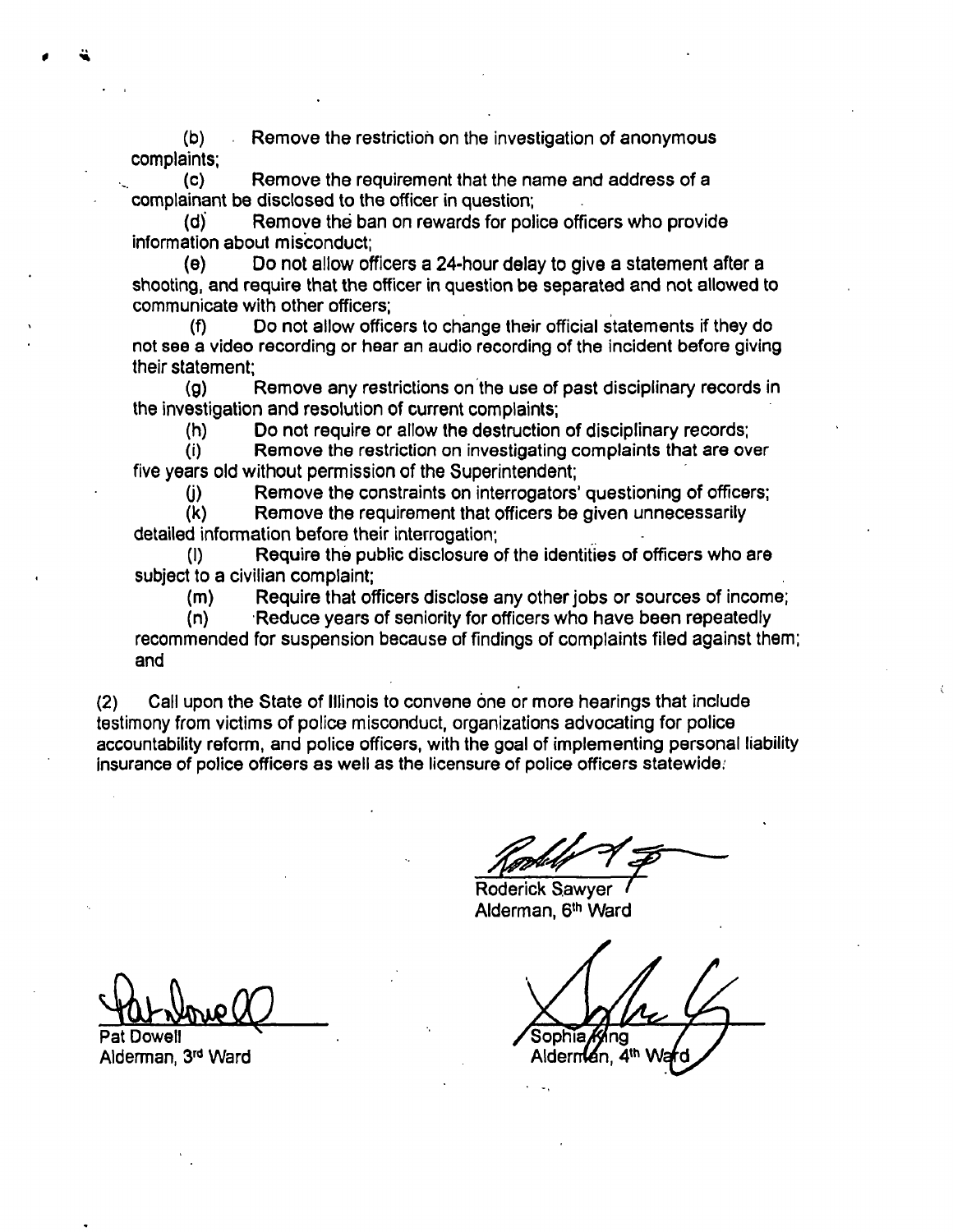(b) Remove the restriction on the investigation of anonymous complaints;

(c) Remove the requirement that the name and address of a complainant be disclosed to the officer in question;

(d) Remove the ban on rewards for police officers who provide information about misconduct;

(e) Do not allow officers a 24-hour delay to give a statement after a shooting, and require that the officer in question be separated and not allowed to communicate with other officers;

(f) Do not allow officers to change their official statements if they do not see a video recording or hear an audio recording of the incident before giving their statement;

(g) Remove any restrictions on the use of past disciplinary records in the investigation and resolution of current complaints;

(h) Do not require or allow the destruction of disciplinary records;

(i) Remove the restriction on investigating complaints that are over five years old without permission of the Superintendent;

(j) Remove the constraints on interrogators' questioning of officers;

(k) Remove the requirement that officers be given unnecessarily detailed information before their interrogation;

(l) Require the public disclosure of the identities of officers who are subject to a civilian complaint;

(m) Require that officers disclose any other jobs or sources of income;

(n) Reduce years of seniority for officers who have been repeatedly recommended for suspension because of findings of complaints filed against them; and

(2) Call upon the State of Illinois to convene one or more hearings that include testimony from victims of police misconduct, organizations advocating for police accountability reform, and police officers, with the goal of implementing personal liability insurance of police officers as well as the licensure of police officers statewide.

Roderick Sawyer
Alderman, 6th Ward

Pat Dowell
Alderman, 3rd Ward

Sophia King
Alderman, 4th Ward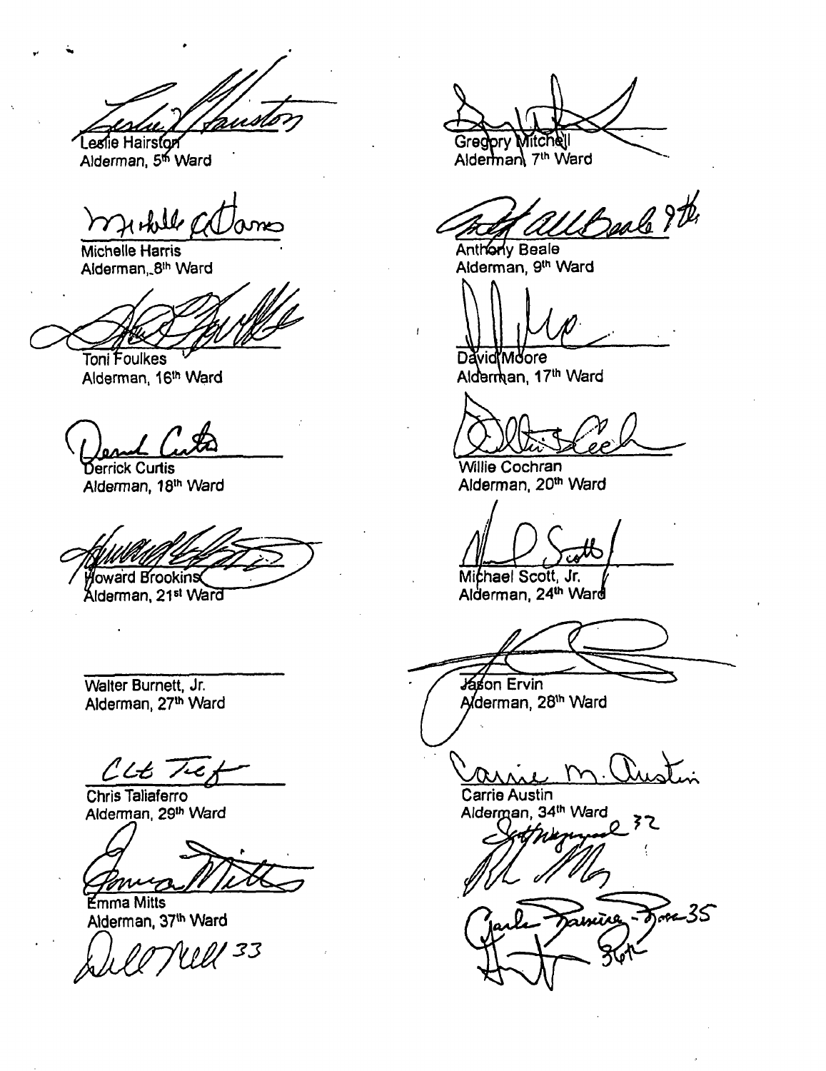Leslie Hairston
Alderman, 5th Ward

Gregory Mitchell
Alderman, 7th Ward

Michelle Harris
Alderman, 8th Ward

Anthony Beale
Alderman, 9th Ward

Toni Foulkes
Alderman, 16th Ward

David Moore
Alderman, 17th Ward

Derrick Curtis
Alderman, 18th Ward

Willie Cochran
Alderman, 20th Ward

Howard Brookins
Alderman, 21st Ward

Michael Scott, Jr.
Alderman, 24th Ward

Walter Burnett, Jr.
Alderman, 27th Ward

Jason Ervin
Alderman, 28th Ward

Chris Taliaferro
Alderman, 29th Ward

Carrie Austin
Alderman, 34th Ward

Emma Mitts
Alderman, 37th Ward

33

32

35

36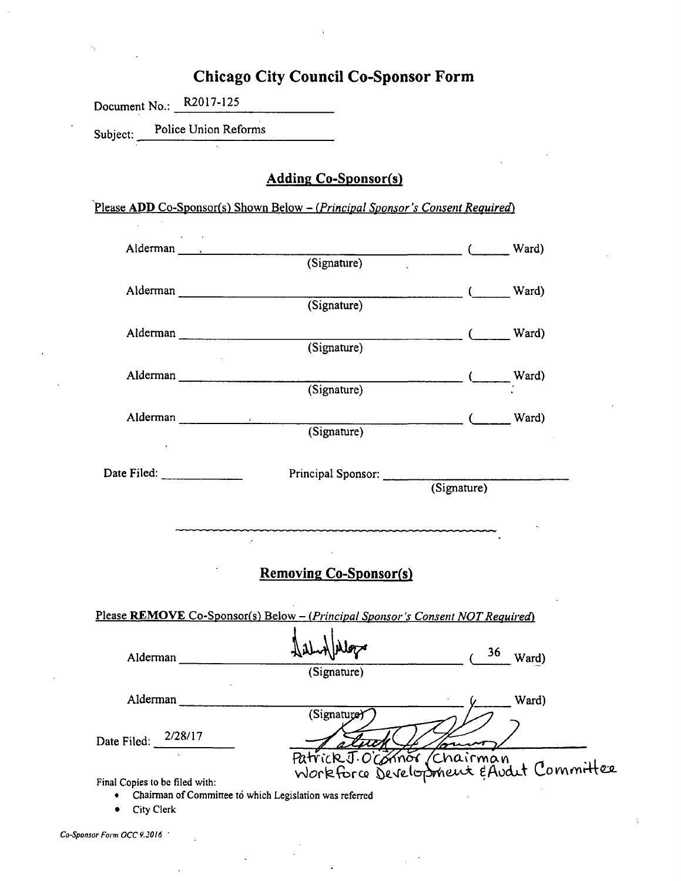# Chicago City Council Co-Sponsor Form

Document No.: R2017-125

Subject: Police Union Reforms

## Adding Co-Sponsor(s)

Please **ADD** Co-Sponsor(s) Shown Below – (*Principal Sponsor's Consent Required*)

Alderman ______________________________ (______ Ward)
(Signature)

Alderman ______________________________ (______ Ward)
(Signature)

Alderman ______________________________ (______ Ward)
(Signature)

Alderman ______________________________ (______ Ward)
(Signature)

Alderman ______________________________ (______ Ward)
(Signature)

Date Filed: ____________ Principal Sponsor: ______________________________
(Signature)

## Removing Co-Sponsor(s)

Please **REMOVE** Co-Sponsor(s) Below – (*Principal Sponsor's Consent NOT Required*)

Alderman [signature] ( 36 Ward)
(Signature)

Alderman ______________________________ (______ Ward)
(Signature)

Date Filed: 2/28/17 [signature]
Patrick J. O'Connor / Chairman
Workforce Development & Audit Committee

Final Copies to be filed with:

- Chairman of Committee to which Legislation was referred
- City Clerk

*Co-Sponsor Form OCC 9.2016*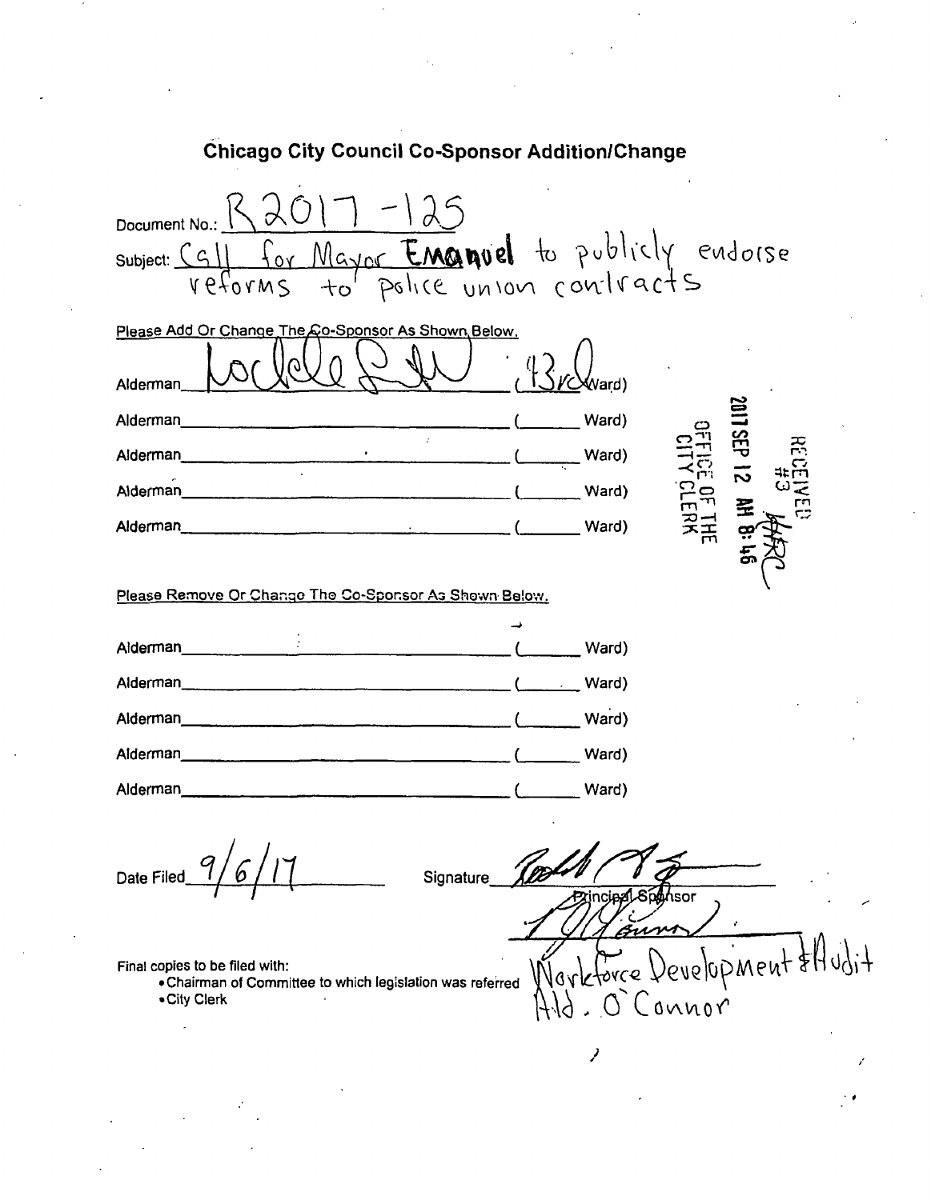# Chicago City Council Co-Sponsor Addition/Change

Document No.: R2017-125

Subject: Call for Mayor Emanuel to publicly endorse reforms to police union contracts

Please Add Or Change The Co-Sponsor As Shown Below.

| | | |
|---|---|---|
| Alderman | Michele Smith | (43rd Ward) |
| Alderman | | ( Ward) |
| Alderman | | ( Ward) |
| Alderman | | ( Ward) |
| Alderman | | ( Ward) |

RECEIVED #3
2017 SEP 12 AM 8:46
OFFICE OF THE CITY CLERK

Please Remove Or Change The Co-Sponsor As Shown Below.

| | | |
|---|---|---|
| Alderman | | ( Ward) |
| Alderman | | ( Ward) |
| Alderman | | ( Ward) |
| Alderman | | ( Ward) |
| Alderman | | ( Ward) |

Date Filed 9/6/17

Signature ______________ Principal Sponsor

Final copies to be filed with:
- Chairman of Committee to which legislation was referred
- City Clerk

Workforce Development & Audit
Ald. O'Connor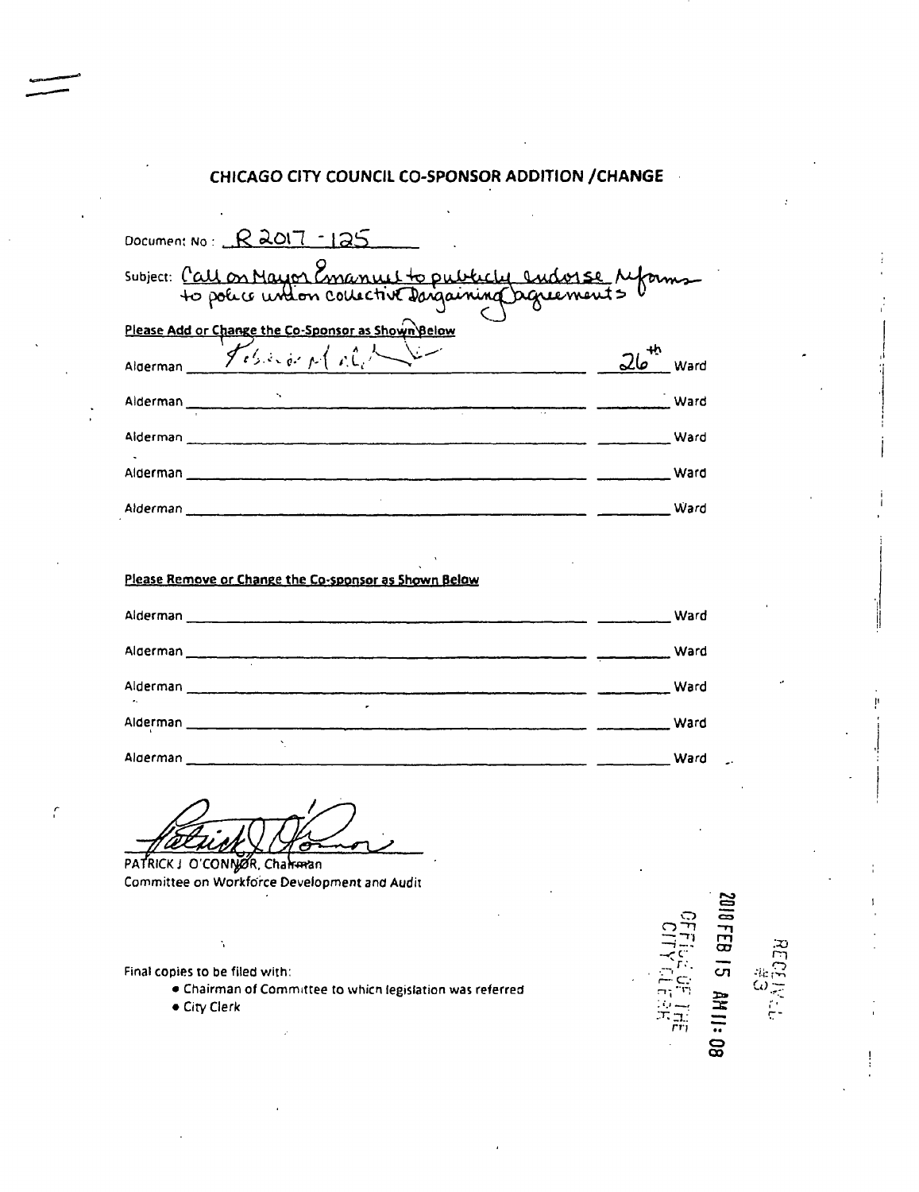# CHICAGO CITY COUNCIL CO-SPONSOR ADDITION /CHANGE

Document No: R2017-125

Subject: Call on Mayor Emanuel to publicly endorse reforms to police union collective bargaining agreements

**Please Add or Change the Co-Sponsor as Shown Below**

Alderman ______________________ 26th Ward

Alderman ______________________ ______ Ward

Alderman ______________________ ______ Ward

Alderman ______________________ ______ Ward

Alderman ______________________ ______ Ward

**Please Remove or Change the Co-sponsor as Shown Below**

Alderman ______________________ ______ Ward

Alderman ______________________ ______ Ward

Alderman ______________________ ______ Ward

Alderman ______________________ ______ Ward

Alderman ______________________ ______ Ward

PATRICK J. O'CONNOR, Chairman
Committee on Workforce Development and Audit

Final copies to be filed with:

- Chairman of Committee to which legislation was referred
- City Clerk

2018 FEB 15 AM 11:08
OFFICE OF THE CITY CLERK

RECEIVED #3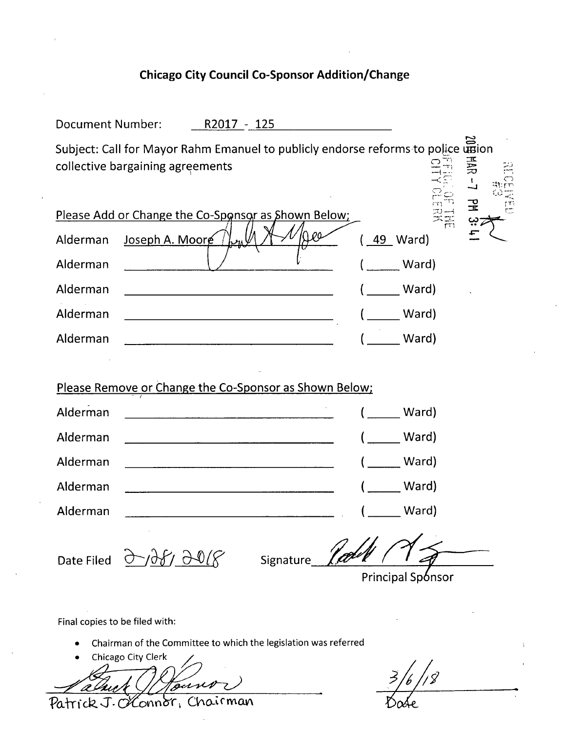## Chicago City Council Co-Sponsor Addition/Change

Document Number: R2017 - 125

Subject: Call for Mayor Rahm Emanuel to publicly endorse reforms to police union collective bargaining agreements

2018 MAR -7 PM 3:41

OFFICE OF THE CITY CLERK

RECEIVED #9

Please Add or Change the Co-Sponsor as Shown Below;

Alderman Joseph A. Moore ( 49 Ward)

Alderman \_\_\_\_\_\_\_\_\_\_ ( \_\_\_\_ Ward)

Alderman \_\_\_\_\_\_\_\_\_\_ ( \_\_\_\_ Ward)

Alderman \_\_\_\_\_\_\_\_\_\_ ( \_\_\_\_ Ward)

Alderman \_\_\_\_\_\_\_\_\_\_ ( \_\_\_\_ Ward)

Please Remove or Change the Co-Sponsor as Shown Below;

Alderman \_\_\_\_\_\_\_\_\_\_ ( \_\_\_\_ Ward)

Alderman \_\_\_\_\_\_\_\_\_\_ ( \_\_\_\_ Ward)

Alderman \_\_\_\_\_\_\_\_\_\_ ( \_\_\_\_ Ward)

Alderman \_\_\_\_\_\_\_\_\_\_ ( \_\_\_\_ Ward)

Alderman \_\_\_\_\_\_\_\_\_\_ ( \_\_\_\_ Ward)

Date Filed 2/28/2018 Signature \_\_\_\_\_\_\_\_\_\_

Principal Sponsor

Final copies to be filed with:

- Chairman of the Committee to which the legislation was referred
- Chicago City Clerk

Patrick J. O'Connor, Chairman

3/6/18

Date